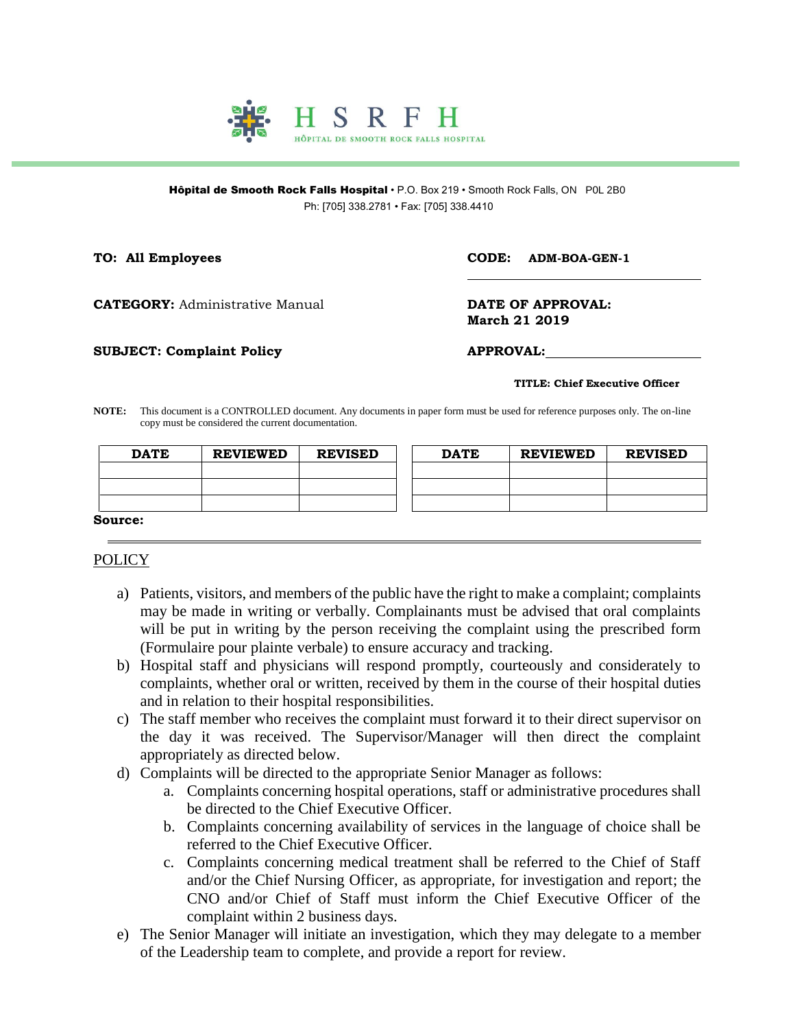**H S R F H**

HÔPITAL DE SMOOTH ROCK FALLS HOSPITAL

**Hôpital de Smooth Rock Falls Hospital** • P.O. Box 219 • Smooth Rock Falls, ON P0L 2B0
Ph: [705] 338.2781 • Fax: [705] 338.4410

**TO: All Employees**

**CODE: ADM-BOA-GEN-1**

**CATEGORY:** Administrative Manual

**DATE OF APPROVAL: March 21 2019**

**SUBJECT: Complaint Policy**

**APPROVAL:**\_\_\_\_\_\_\_\_\_\_\_\_\_\_\_\_\_\_\_\_\_\_

**TITLE: Chief Executive Officer**

**NOTE:** This document is a CONTROLLED document. Any documents in paper form must be used for reference purposes only. The on-line copy must be considered the current documentation.

| DATE | REVIEWED | REVISED |
|---|---|---|
| | | |
| | | |
| | | |

| DATE | REVIEWED | REVISED |
|---|---|---|
| | | |
| | | |
| | | |

**Source:**

## POLICY

a) Patients, visitors, and members of the public have the right to make a complaint; complaints may be made in writing or verbally. Complainants must be advised that oral complaints will be put in writing by the person receiving the complaint using the prescribed form (Formulaire pour plainte verbale) to ensure accuracy and tracking.

b) Hospital staff and physicians will respond promptly, courteously and considerately to complaints, whether oral or written, received by them in the course of their hospital duties and in relation to their hospital responsibilities.

c) The staff member who receives the complaint must forward it to their direct supervisor on the day it was received. The Supervisor/Manager will then direct the complaint appropriately as directed below.

d) Complaints will be directed to the appropriate Senior Manager as follows:
   a. Complaints concerning hospital operations, staff or administrative procedures shall be directed to the Chief Executive Officer.
   b. Complaints concerning availability of services in the language of choice shall be referred to the Chief Executive Officer.
   c. Complaints concerning medical treatment shall be referred to the Chief of Staff and/or the Chief Nursing Officer, as appropriate, for investigation and report; the CNO and/or Chief of Staff must inform the Chief Executive Officer of the complaint within 2 business days.

e) The Senior Manager will initiate an investigation, which they may delegate to a member of the Leadership team to complete, and provide a report for review.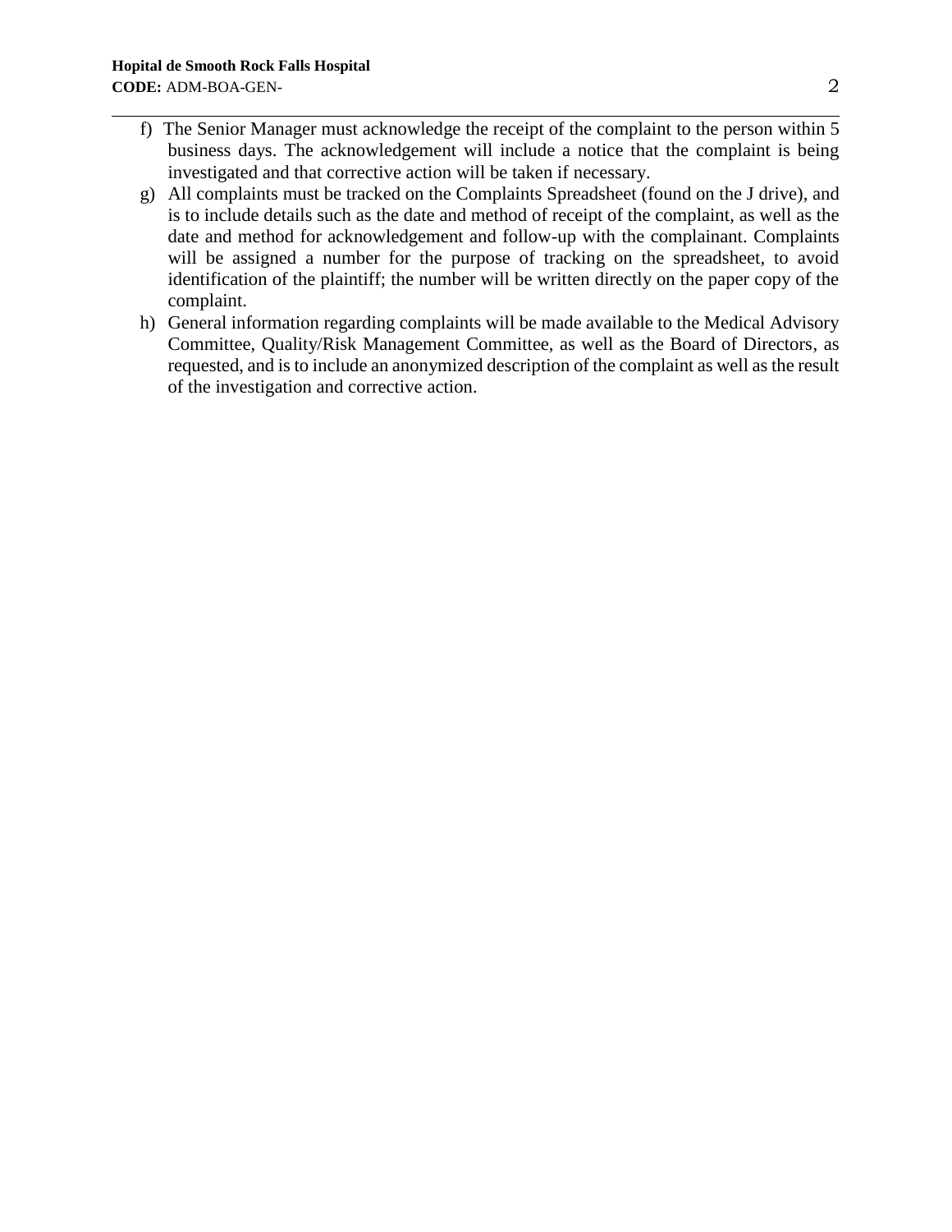f) The Senior Manager must acknowledge the receipt of the complaint to the person within 5 business days. The acknowledgement will include a notice that the complaint is being investigated and that corrective action will be taken if necessary.

g) All complaints must be tracked on the Complaints Spreadsheet (found on the J drive), and is to include details such as the date and method of receipt of the complaint, as well as the date and method for acknowledgement and follow-up with the complainant. Complaints will be assigned a number for the purpose of tracking on the spreadsheet, to avoid identification of the plaintiff; the number will be written directly on the paper copy of the complaint.

h) General information regarding complaints will be made available to the Medical Advisory Committee, Quality/Risk Management Committee, as well as the Board of Directors, as requested, and is to include an anonymized description of the complaint as well as the result of the investigation and corrective action.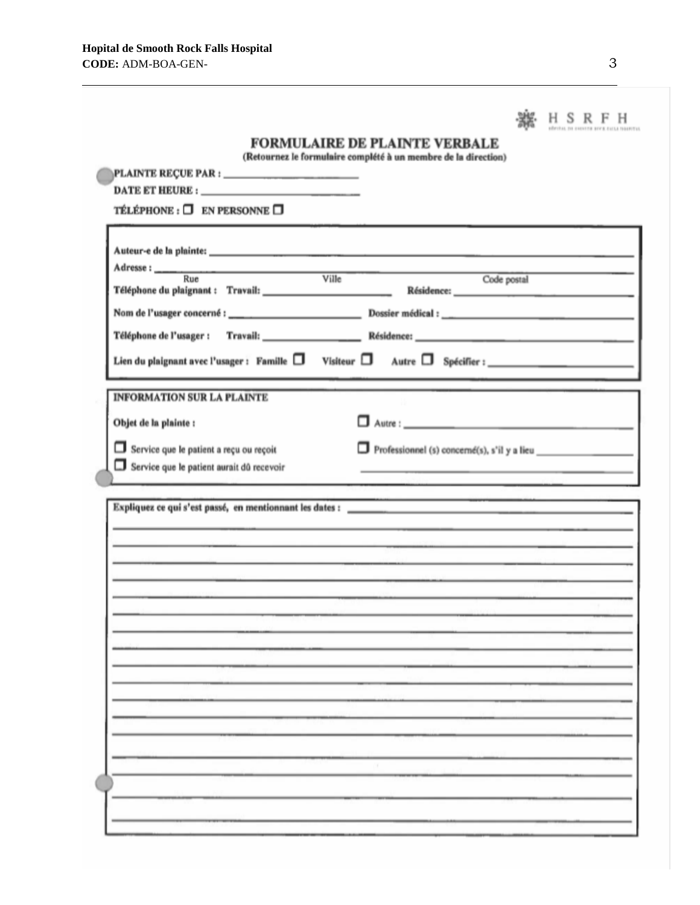**Hopital de Smooth Rock Falls Hospital**
**CODE:** ADM-BOA-GEN-

HSRFH

## FORMULAIRE DE PLAINTE VERBALE

**(Retournez le formulaire complété à un membre de la direction)**

**PLAINTE REÇUE PAR :** ______________________

**DATE ET HEURE :** ______________________

**TÉLÉPHONE :** ☐ **EN PERSONNE** ☐

---

**Auteur-e de la plainte:** ______________________

**Adresse :** ______________________
Rue Ville Code postal

**Téléphone du plaignant : Travail:** ______________ **Résidence:** ______________

**Nom de l'usager concerné :** ______________ **Dossier médical :** ______________

**Téléphone de l'usager : Travail:** ______________ **Résidence:** ______________

**Lien du plaignant avec l'usager : Famille** ☐ **Visiteur** ☐ **Autre** ☐ **Spécifier :** ______________

---

**INFORMATION SUR LA PLAINTE**

**Objet de la plainte :**

☐ Service que le patient a reçu ou reçoit

☐ Service que le patient aurait dû recevoir

☐ Autre : ______________

☐ Professionnel (s) concerné(s), s'il y a lieu ______________

---

**Expliquez ce qui s'est passé, en mentionnant les dates :** ______________________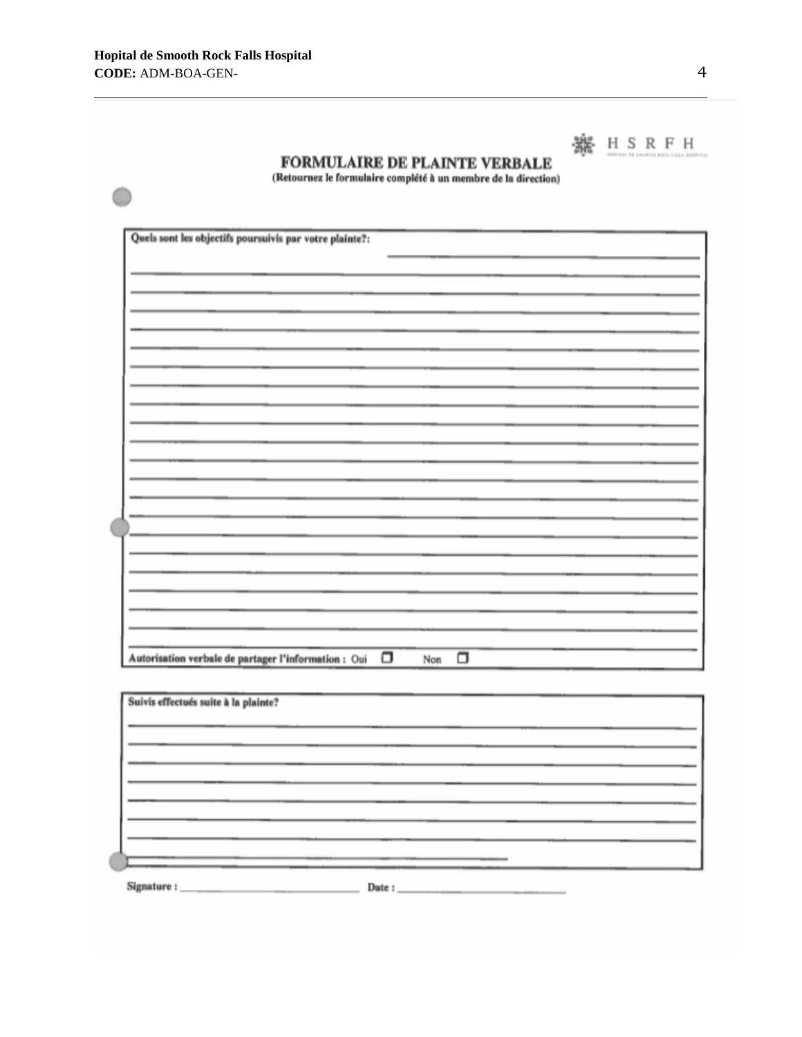**Hopital de Smooth Rock Falls Hospital**
**CODE:** ADM-BOA-GEN-

HSRFH

# FORMULAIRE DE PLAINTE VERBALE

(Retournez le formulaire complété à un membre de la direction)

**Quels sont les objectifs poursuivis par votre plainte?:** ____________________

______________________________________________________________________

______________________________________________________________________

______________________________________________________________________

______________________________________________________________________

______________________________________________________________________

______________________________________________________________________

______________________________________________________________________

______________________________________________________________________

______________________________________________________________________

______________________________________________________________________

______________________________________________________________________

______________________________________________________________________

______________________________________________________________________

______________________________________________________________________

______________________________________________________________________

______________________________________________________________________

______________________________________________________________________

______________________________________________________________________

______________________________________________________________________

______________________________________________________________________

**Autorisation verbale de partager l'information :** Oui ☐ Non ☐

**Suivis effectués suite à la plainte?**

______________________________________________________________________

______________________________________________________________________

______________________________________________________________________

______________________________________________________________________

______________________________________________________________________

______________________________________________________________________

______________________________________________________________________

__________________________________________________

**Signature :** ______________________ **Date :** ______________________